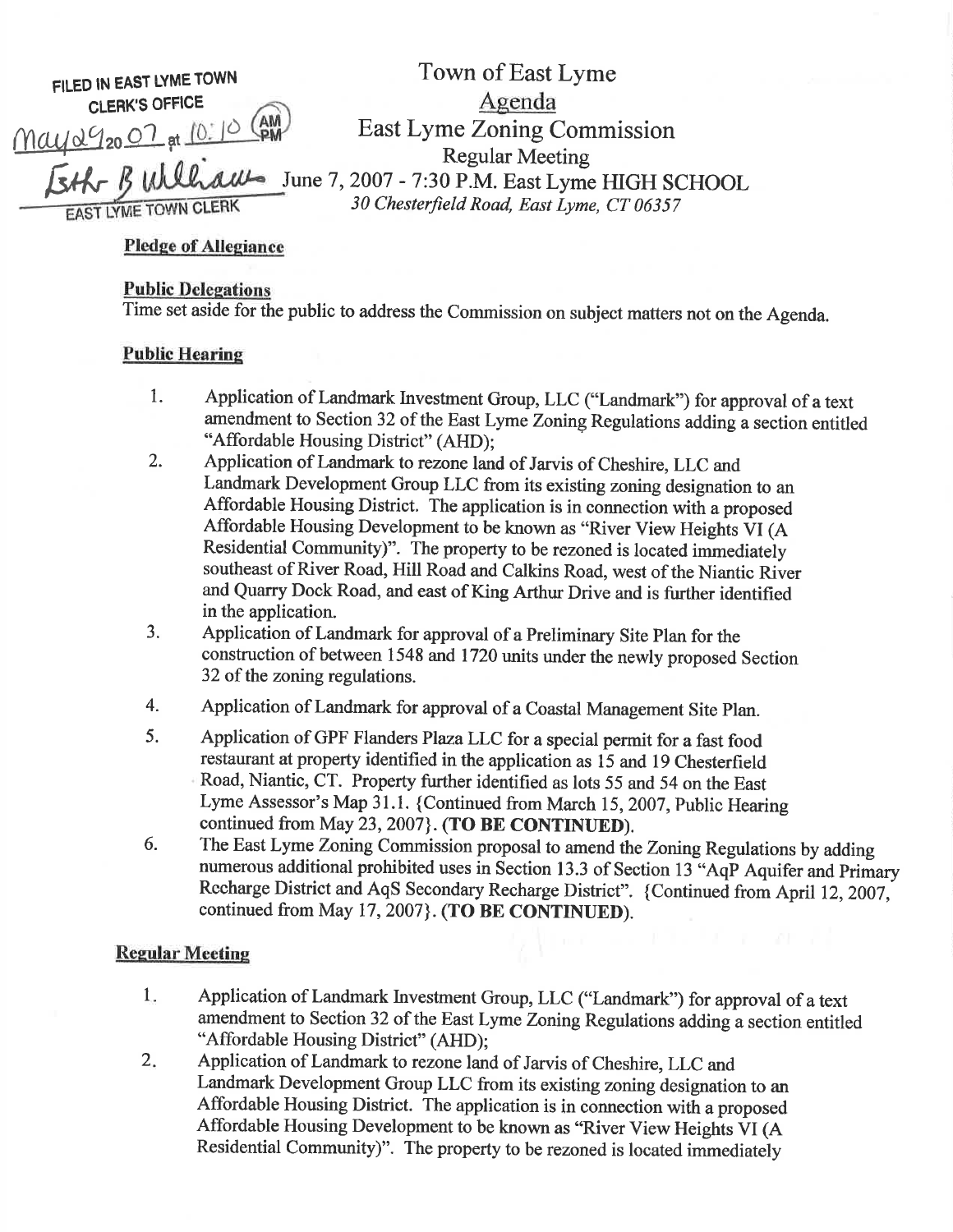FILED IN EAST LYME TOWN CLERK'S OFFICE
May 29 2007 at 10:10 AM
Esther B Williams
EAST LYME TOWN CLERK

# Town of East Lyme

## Agenda

## East Lyme Zoning Commission

### Regular Meeting

June 7, 2007 - 7:30 P.M. East Lyme HIGH SCHOOL
*30 Chesterfield Road, East Lyme, CT 06357*

**Pledge of Allegiance**

**Public Delegations**

Time set aside for the public to address the Commission on subject matters not on the Agenda.

**Public Hearing**

1. Application of Landmark Investment Group, LLC ("Landmark") for approval of a text amendment to Section 32 of the East Lyme Zoning Regulations adding a section entitled "Affordable Housing District" (AHD);
2. Application of Landmark to rezone land of Jarvis of Cheshire, LLC and Landmark Development Group LLC from its existing zoning designation to an Affordable Housing District. The application is in connection with a proposed Affordable Housing Development to be known as "River View Heights VI (A Residential Community)". The property to be rezoned is located immediately southeast of River Road, Hill Road and Calkins Road, west of the Niantic River and Quarry Dock Road, and east of King Arthur Drive and is further identified in the application.
3. Application of Landmark for approval of a Preliminary Site Plan for the construction of between 1548 and 1720 units under the newly proposed Section 32 of the zoning regulations.
4. Application of Landmark for approval of a Coastal Management Site Plan.
5. Application of GPF Flanders Plaza LLC for a special permit for a fast food restaurant at property identified in the application as 15 and 19 Chesterfield Road, Niantic, CT. Property further identified as lots 55 and 54 on the East Lyme Assessor's Map 31.1. {Continued from March 15, 2007, Public Hearing continued from May 23, 2007}. **(TO BE CONTINUED)**.
6. The East Lyme Zoning Commission proposal to amend the Zoning Regulations by adding numerous additional prohibited uses in Section 13.3 of Section 13 "AqP Aquifer and Primary Recharge District and AqS Secondary Recharge District". {Continued from April 12, 2007, continued from May 17, 2007}. **(TO BE CONTINUED)**.

**Regular Meeting**

1. Application of Landmark Investment Group, LLC ("Landmark") for approval of a text amendment to Section 32 of the East Lyme Zoning Regulations adding a section entitled "Affordable Housing District" (AHD);
2. Application of Landmark to rezone land of Jarvis of Cheshire, LLC and Landmark Development Group LLC from its existing zoning designation to an Affordable Housing District. The application is in connection with a proposed Affordable Housing Development to be known as "River View Heights VI (A Residential Community)". The property to be rezoned is located immediately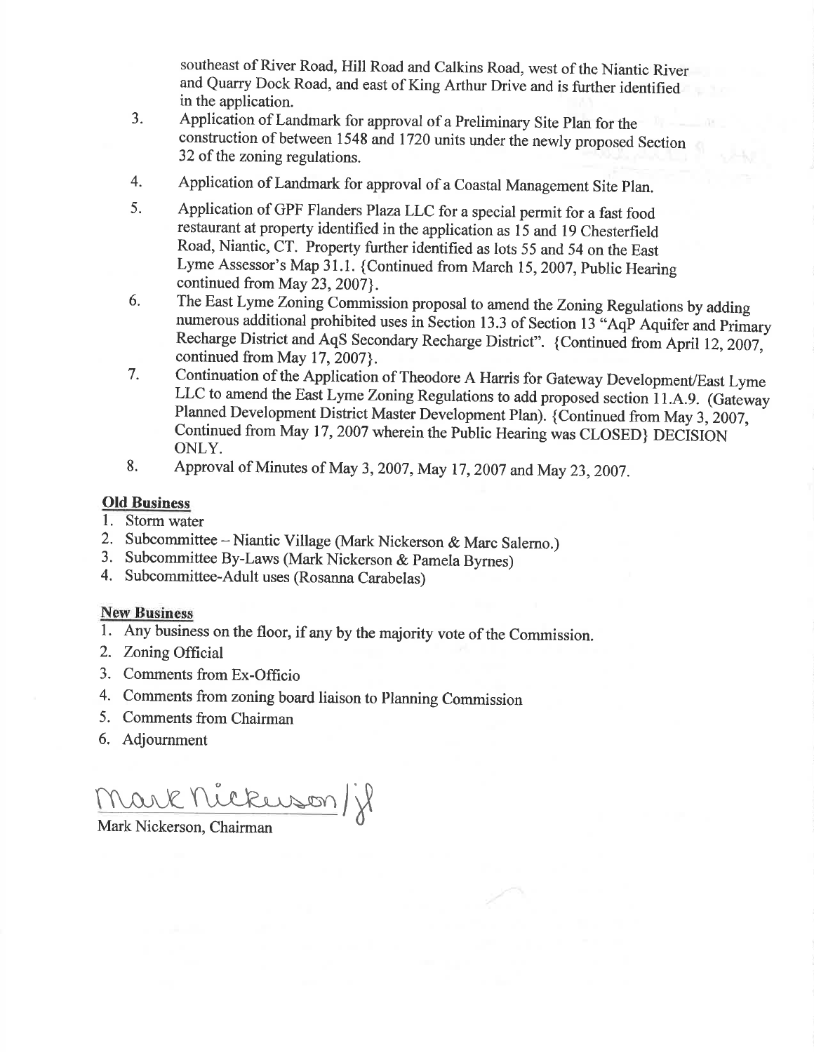southeast of River Road, Hill Road and Calkins Road, west of the Niantic River and Quarry Dock Road, and east of King Arthur Drive and is further identified in the application.

3. Application of Landmark for approval of a Preliminary Site Plan for the construction of between 1548 and 1720 units under the newly proposed Section 32 of the zoning regulations.
4. Application of Landmark for approval of a Coastal Management Site Plan.
5. Application of GPF Flanders Plaza LLC for a special permit for a fast food restaurant at property identified in the application as 15 and 19 Chesterfield Road, Niantic, CT. Property further identified as lots 55 and 54 on the East Lyme Assessor's Map 31.1. {Continued from March 15, 2007, Public Hearing continued from May 23, 2007}.
6. The East Lyme Zoning Commission proposal to amend the Zoning Regulations by adding numerous additional prohibited uses in Section 13.3 of Section 13 "AqP Aquifer and Primary Recharge District and AqS Secondary Recharge District". {Continued from April 12, 2007, continued from May 17, 2007}.
7. Continuation of the Application of Theodore A Harris for Gateway Development/East Lyme LLC to amend the East Lyme Zoning Regulations to add proposed section 11.A.9. (Gateway Planned Development District Master Development Plan). {Continued from May 3, 2007, Continued from May 17, 2007 wherein the Public Hearing was CLOSED} DECISION ONLY.
8. Approval of Minutes of May 3, 2007, May 17, 2007 and May 23, 2007.

**Old Business**

1. Storm water
2. Subcommittee – Niantic Village (Mark Nickerson & Marc Salerno.)
3. Subcommittee By-Laws (Mark Nickerson & Pamela Byrnes)
4. Subcommittee-Adult uses (Rosanna Carabelas)

**New Business**

1. Any business on the floor, if any by the majority vote of the Commission.
2. Zoning Official
3. Comments from Ex-Officio
4. Comments from zoning board liaison to Planning Commission
5. Comments from Chairman
6. Adjournment

Mark Nickerson /jf

Mark Nickerson, Chairman